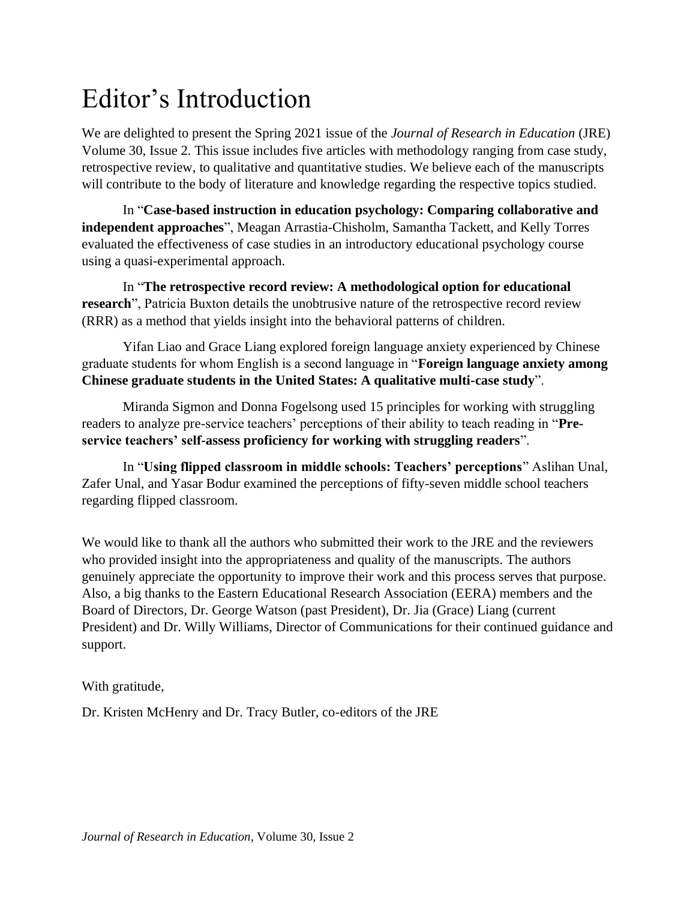# Editor's Introduction

We are delighted to present the Spring 2021 issue of the *Journal of Research in Education* (JRE) Volume 30, Issue 2. This issue includes five articles with methodology ranging from case study, retrospective review, to qualitative and quantitative studies. We believe each of the manuscripts will contribute to the body of literature and knowledge regarding the respective topics studied.

In "**Case-based instruction in education psychology: Comparing collaborative and independent approaches**", Meagan Arrastia-Chisholm, Samantha Tackett, and Kelly Torres evaluated the effectiveness of case studies in an introductory educational psychology course using a quasi-experimental approach.

In "**The retrospective record review: A methodological option for educational research**", Patricia Buxton details the unobtrusive nature of the retrospective record review (RRR) as a method that yields insight into the behavioral patterns of children.

Yifan Liao and Grace Liang explored foreign language anxiety experienced by Chinese graduate students for whom English is a second language in "**Foreign language anxiety among Chinese graduate students in the United States: A qualitative multi-case study**".

Miranda Sigmon and Donna Fogelsong used 15 principles for working with struggling readers to analyze pre-service teachers' perceptions of their ability to teach reading in "**Pre-service teachers' self-assess proficiency for working with struggling readers**".

In "**Using flipped classroom in middle schools: Teachers' perceptions**" Aslihan Unal, Zafer Unal, and Yasar Bodur examined the perceptions of fifty-seven middle school teachers regarding flipped classroom.

We would like to thank all the authors who submitted their work to the JRE and the reviewers who provided insight into the appropriateness and quality of the manuscripts. The authors genuinely appreciate the opportunity to improve their work and this process serves that purpose. Also, a big thanks to the Eastern Educational Research Association (EERA) members and the Board of Directors, Dr. George Watson (past President), Dr. Jia (Grace) Liang (current President) and Dr. Willy Williams, Director of Communications for their continued guidance and support.

With gratitude,

Dr. Kristen McHenry and Dr. Tracy Butler, co-editors of the JRE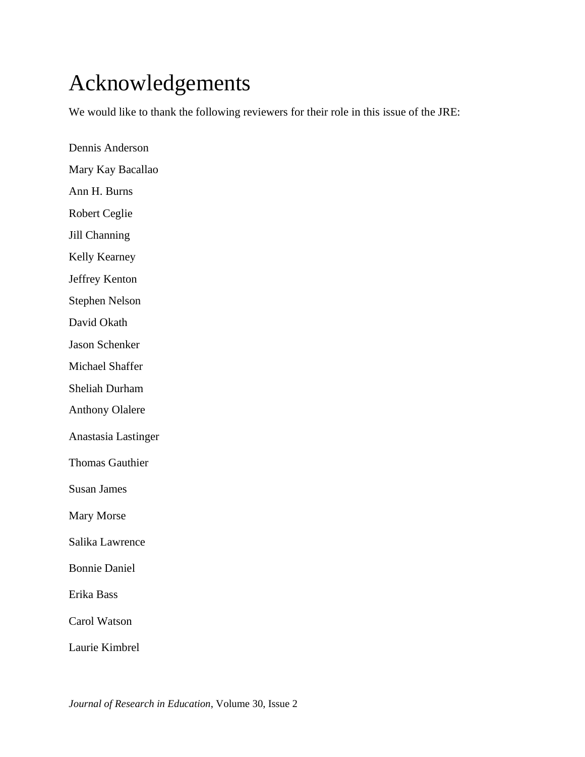# Acknowledgements

We would like to thank the following reviewers for their role in this issue of the JRE:

Dennis Anderson

Mary Kay Bacallao

Ann H. Burns

Robert Ceglie

Jill Channing

Kelly Kearney

Jeffrey Kenton

Stephen Nelson

David Okath

Jason Schenker

Michael Shaffer

Sheliah Durham

Anthony Olalere

Anastasia Lastinger

Thomas Gauthier

Susan James

Mary Morse

Salika Lawrence

Bonnie Daniel

Erika Bass

Carol Watson

Laurie Kimbrel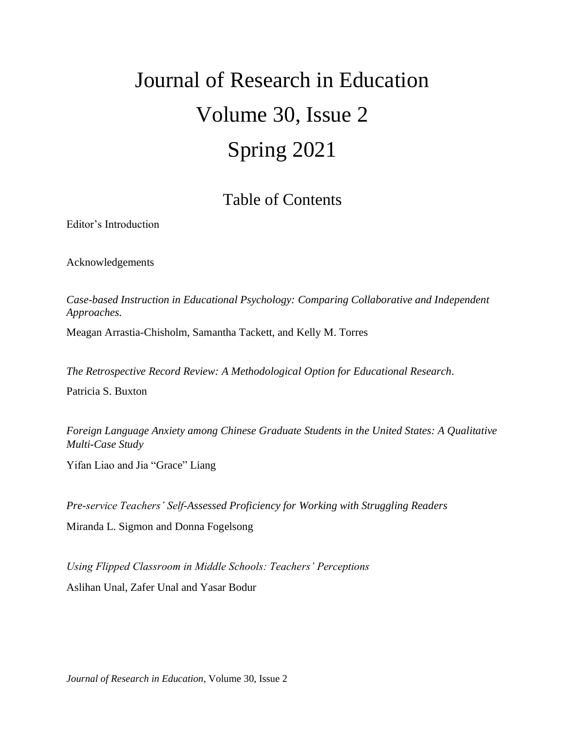# Journal of Research in Education

# Volume 30, Issue 2

# Spring 2021

## Table of Contents

Editor's Introduction

Acknowledgements

*Case-based Instruction in Educational Psychology: Comparing Collaborative and Independent Approaches.*

Meagan Arrastia-Chisholm, Samantha Tackett, and Kelly M. Torres

*The Retrospective Record Review: A Methodological Option for Educational Research.*

Patricia S. Buxton

*Foreign Language Anxiety among Chinese Graduate Students in the United States: A Qualitative Multi-Case Study*

Yifan Liao and Jia "Grace" Liang

*Pre-service Teachers' Self-Assessed Proficiency for Working with Struggling Readers*

Miranda L. Sigmon and Donna Fogelsong

*Using Flipped Classroom in Middle Schools: Teachers' Perceptions*

Aslihan Unal, Zafer Unal and Yasar Bodur